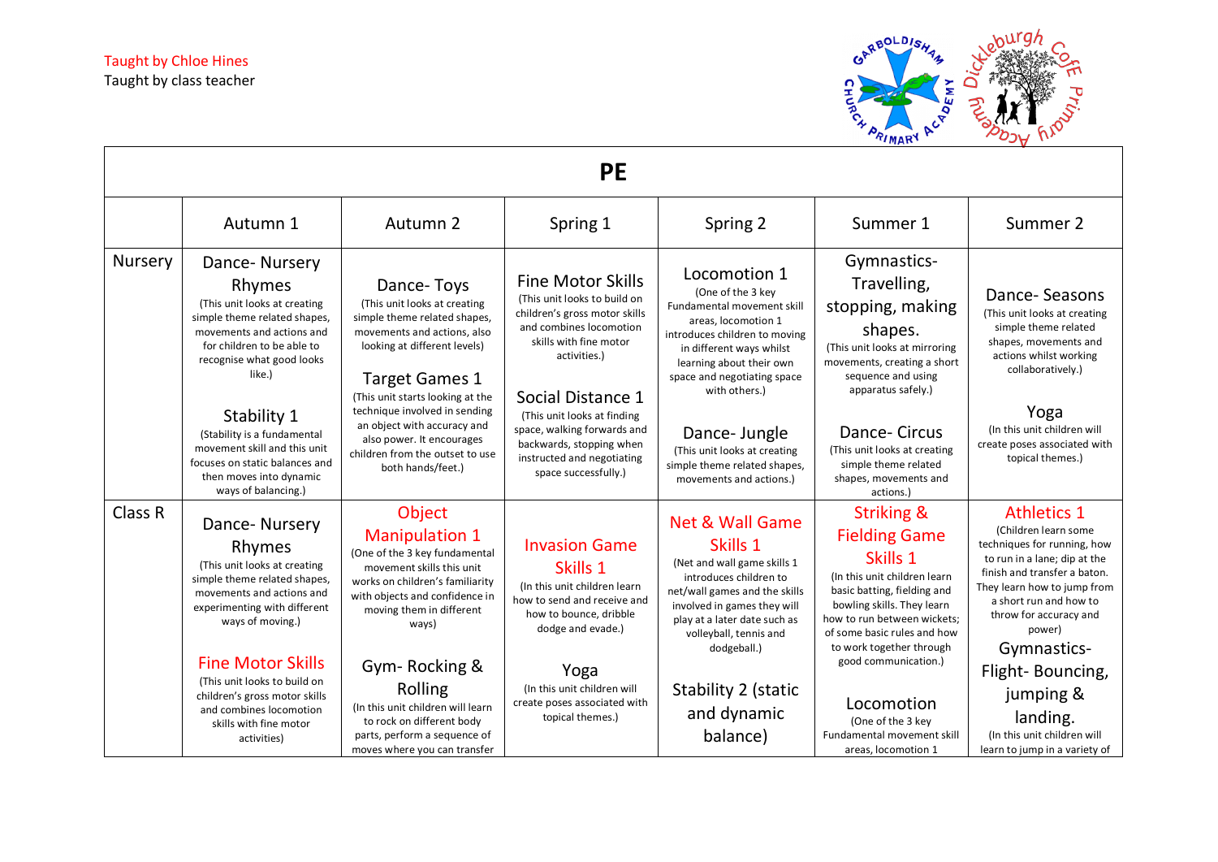Taught by Chloe Hines
Taught by class teacher

# PE

| | Autumn 1 | Autumn 2 | Spring 1 | Spring 2 | Summer 1 | Summer 2 |
|---|---|---|---|---|---|---|
| Nursery | Dance- Nursery Rhymes (This unit looks at creating simple theme related shapes, movements and actions and for children to be able to recognise what good looks like.)<br><br>Stability 1 (Stability is a fundamental movement skill and this unit focuses on static balances and then moves into dynamic ways of balancing.) | Dance- Toys (This unit looks at creating simple theme related shapes, movements and actions, also looking at different levels)<br><br>Target Games 1 (This unit starts looking at the technique involved in sending an object with accuracy and also power. It encourages children from the outset to use both hands/feet.) | Fine Motor Skills (This unit looks to build on children's gross motor skills and combines locomotion skills with fine motor activities.)<br><br>Social Distance 1 (This unit looks at finding space, walking forwards and backwards, stopping when instructed and negotiating space successfully.) | Locomotion 1 (One of the 3 key Fundamental movement skill areas, locomotion 1 introduces children to moving in different ways whilst learning about their own space and negotiating space with others.)<br><br>Dance- Jungle (This unit looks at creating simple theme related shapes, movements and actions.) | Gymnastics- Travelling, stopping, making shapes. (This unit looks at mirroring movements, creating a short sequence and using apparatus safely.)<br><br>Dance- Circus (This unit looks at creating simple theme related shapes, movements and actions.) | Dance- Seasons (This unit looks at creating simple theme related shapes, movements and actions whilst working collaboratively.)<br><br>Yoga (In this unit children will create poses associated with topical themes.) |
| Class R | Dance- Nursery Rhymes (This unit looks at creating simple theme related shapes, movements and actions and experimenting with different ways of moving.)<br><br>Fine Motor Skills (This unit looks to build on children's gross motor skills and combines locomotion skills with fine motor activities) | Object Manipulation 1 (One of the 3 key fundamental movement skills this unit works on children's familiarity with objects and confidence in moving them in different ways)<br><br>Gym- Rocking & Rolling (In this unit children will learn to rock on different body parts, perform a sequence of moves where you can transfer | Invasion Game Skills 1 (In this unit children learn how to send and receive and how to bounce, dribble dodge and evade.)<br><br>Yoga (In this unit children will create poses associated with topical themes.) | Net & Wall Game Skills 1 (Net and wall game skills 1 introduces children to net/wall games and the skills involved in games they will play at a later date such as volleyball, tennis and dodgeball.)<br><br>Stability 2 (static and dynamic balance) | Striking & Fielding Game Skills 1 (In this unit children learn basic batting, fielding and bowling skills. They learn how to run between wickets; of some basic rules and how to work together through good communication.)<br><br>Locomotion (One of the 3 key Fundamental movement skill areas, locomotion 1 | Athletics 1 (Children learn some techniques for running, how to run in a lane; dip at the finish and transfer a baton. They learn how to jump from a short run and how to throw for accuracy and power)<br><br>Gymnastics- Flight- Bouncing, jumping & landing. (In this unit children will learn to jump in a variety of |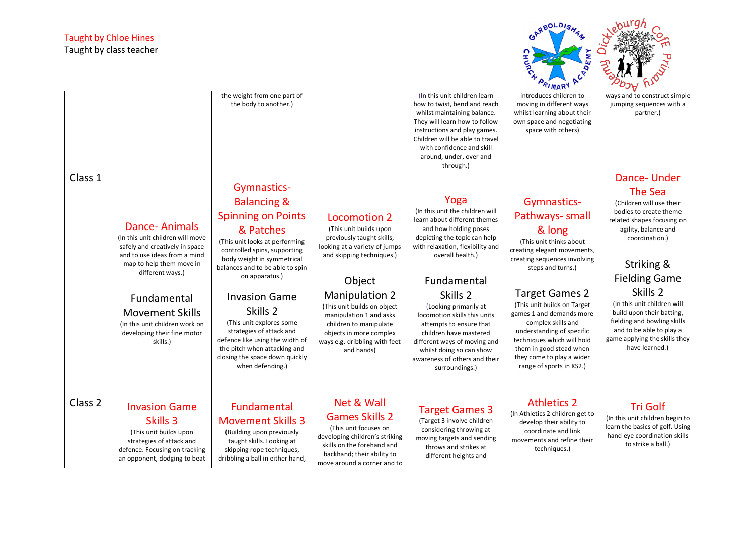Taught by Chloe Hines
Taught by class teacher

| | | | | | | |
|---|---|---|---|---|---|---|
| | | the weight from one part of the body to another.) | | (In this unit children learn how to twist, bend and reach whilst maintaining balance. They will learn how to follow instructions and play games. Children will be able to travel with confidence and skill around, under, over and through.) | introduces children to moving in different ways whilst learning about their own space and negotiating space with others) | ways and to construct simple jumping sequences with a partner.) |
| Class 1 | **Dance- Animals** (In this unit children will move safely and creatively in space and to use ideas from a mind map to help them move in different ways.) **Fundamental Movement Skills** (In this unit children work on developing their fine motor skills.) | **Gymnastics- Balancing & Spinning on Points & Patches** (This unit looks at performing controlled spins, supporting body weight in symmetrical balances and to be able to spin on apparatus.) **Invasion Game Skills 2** (This unit explores some strategies of attack and defence like using the width of the pitch when attacking and closing the space down quickly when defending.) | **Locomotion 2** (This unit builds upon previously taught skills, looking at a variety of jumps and skipping techniques.) **Object Manipulation 2** (This unit builds on object manipulation 1 and asks children to manipulate objects in more complex ways e.g. dribbling with feet and hands) | **Yoga** (In this unit the children will learn about different themes and how holding poses depicting the topic can help with relaxation, flexibility and overall health.) **Fundamental Skills 2** (Looking primarily at locomotion skills this units attempts to ensure that children have mastered different ways of moving and whilst doing so can show awareness of others and their surroundings.) | **Gymnastics- Pathways- small & long** (This unit thinks about creating elegant movements, creating sequences involving steps and turns.) **Target Games 2** (This unit builds on Target games 1 and demands more complex skills and understanding of specific techniques which will hold them in good stead when they come to play a wider range of sports in KS2.) | **Dance- Under The Sea** (Children will use their bodies to create theme related shapes focusing on agility, balance and coordination.) **Striking & Fielding Game Skills 2** (In this unit children will build upon their batting, fielding and bowling skills and to be able to play a game applying the skills they have learned.) |
| Class 2 | **Invasion Game Skills 3** (This unit builds upon strategies of attack and defence. Focusing on tracking an opponent, dodging to beat | **Fundamental Movement Skills 3** (Building upon previously taught skills. Looking at skipping rope techniques, dribbling a ball in either hand, | **Net & Wall Games Skills 2** (This unit focuses on developing children's striking skills on the forehand and backhand; their ability to move around a corner and to | **Target Games 3** (Target 3 involve children considering throwing at moving targets and sending throws and strikes at different heights and | **Athletics 2** (In Athletics 2 children get to develop their ability to coordinate and link movements and refine their techniques.) | **Tri Golf** (In this unit children begin to learn the basics of golf. Using hand eye coordination skills to strike a ball.) |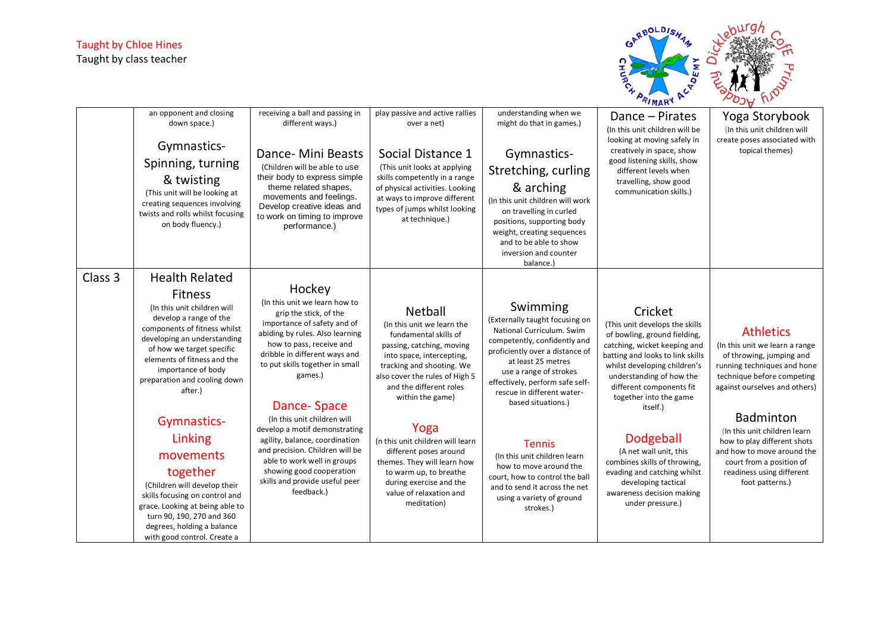Taught by Chloe Hines
Taught by class teacher

| | | | | | | |
|---|---|---|---|---|---|---|
| | an opponent and closing down space.)<br><br>Gymnastics- Spinning, turning & twisting<br>(This unit will be looking at creating sequences involving twists and rolls whilst focusing on body fluency.) | receiving a ball and passing in different ways.)<br><br>Dance- Mini Beasts<br>(Children will be able to use their body to express simple theme related shapes, movements and feelings. Develop creative ideas and to work on timing to improve performance.) | play passive and active rallies over a net)<br><br>Social Distance 1<br>(This unit looks at applying skills competently in a range of physical activities. Looking at ways to improve different types of jumps whilst looking at technique.) | understanding when we might do that in games.)<br><br>Gymnastics- Stretching, curling & arching<br>(In this unit children will work on travelling in curled positions, supporting body weight, creating sequences and to be able to show inversion and counter balance.) | Dance – Pirates<br>(In this unit children will be looking at moving safely in creatively in space, show good listening skills, show different levels when travelling, show good communication skills.) | Yoga Storybook<br>(In this unit children will create poses associated with topical themes) |
| Class 3 | Health Related Fitness<br>(In this unit children will develop a range of the components of fitness whilst developing an understanding of how we target specific elements of fitness and the importance of body preparation and cooling down after.)<br><br>Gymnastics- Linking movements together<br>(Children will develop their skills focusing on control and grace. Looking at being able to turn 90, 190, 270 and 360 degrees, holding a balance with good control. Create a | Hockey<br>(In this unit we learn how to grip the stick, of the importance of safety and of abiding by rules. Also learning how to pass, receive and dribble in different ways and to put skills together in small games.)<br><br>Dance- Space<br>(In this unit children will develop a motif demonstrating agility, balance, coordination and precision. Children will be able to work well in groups showing good cooperation skills and provide useful peer feedback.) | Netball<br>(In this unit we learn the fundamental skills of passing, catching, moving into space, intercepting, tracking and shooting. We also cover the rules of High 5 and the different roles within the game)<br><br>Yoga<br>(n this unit children will learn different poses around themes. They will learn how to warm up, to breathe during exercise and the value of relaxation and meditation) | Swimming<br>(Externally taught focusing on National Curriculum. Swim competently, confidently and proficiently over a distance of at least 25 metres use a range of strokes effectively, perform safe self-rescue in different water-based situations.)<br><br>Tennis<br>(In this unit children learn how to move around the court, how to control the ball and to send it across the net using a variety of ground strokes.) | Cricket<br>(This unit develops the skills of bowling, ground fielding, catching, wicket keeping and batting and looks to link skills whilst developing children's understanding of how the different components fit together into the game itself.)<br><br>Dodgeball<br>(A net wall unit, this combines skills of throwing, evading and catching whilst developing tactical awareness decision making under pressure.) | Athletics<br>(In this unit we learn a range of throwing, jumping and running techniques and hone technique before competing against ourselves and others)<br><br>Badminton<br>(In this unit children learn how to play different shots and how to move around the court from a position of readiness using different foot patterns.) |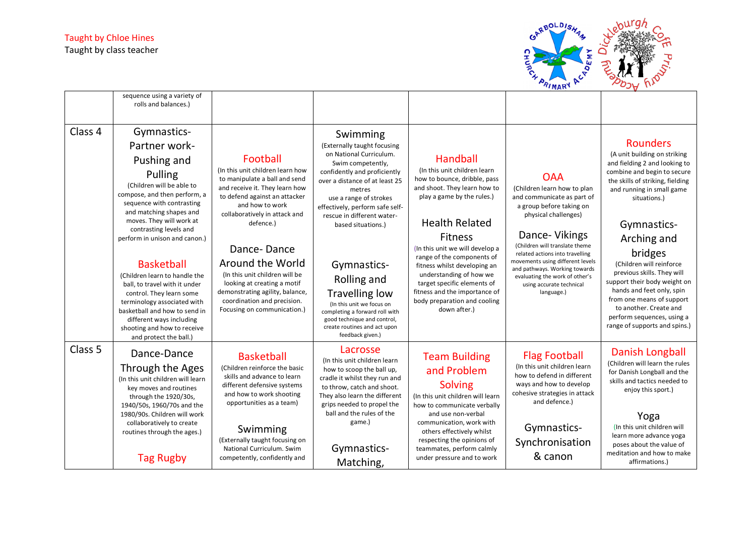Taught by Chloe Hines
Taught by class teacher

| | | | | | | |
|---|---|---|---|---|---|---|
| | sequence using a variety of rolls and balances.) | | | | | |
| Class 4 | Gymnastics- Partner work- Pushing and Pulling (Children will be able to compose, and then perform, a sequence with contrasting and matching shapes and moves. They will work at contrasting levels and perform in unison and canon.) <br><br> Basketball (Children learn to handle the ball, to travel with it under control. They learn some terminology associated with basketball and how to send in different ways including shooting and how to receive and protect the ball.) | Football (In this unit children learn how to manipulate a ball and send and receive it. They learn how to defend against an attacker and how to work collaboratively in attack and defence.) <br><br> Dance- Dance Around the World (In this unit children will be looking at creating a motif demonstrating agility, balance, coordination and precision. Focusing on communication.) | Swimming (Externally taught focusing on National Curriculum. Swim competently, confidently and proficiently over a distance of at least 25 metres use a range of strokes effectively, perform safe self-rescue in different water-based situations.) <br><br> Gymnastics- Rolling and Travelling low (In this unit we focus on completing a forward roll with good technique and control, create routines and act upon feedback given.) | Handball (In this unit children learn how to bounce, dribble, pass and shoot. They learn how to play a game by the rules.) <br><br> Health Related Fitness (In this unit we will develop a range of the components of fitness whilst developing an understanding of how we target specific elements of fitness and the importance of body preparation and cooling down after.) | OAA (Children learn how to plan and communicate as part of a group before taking on physical challenges) <br><br> Dance- Vikings (Children will translate theme related actions into travelling movements using different levels and pathways. Working towards evaluating the work of other's using accurate technical language.) | Rounders (A unit building on striking and fielding 2 and looking to combine and begin to secure the skills of striking, fielding and running in small game situations.) <br><br> Gymnastics- Arching and bridges (Children will reinforce previous skills. They will support their body weight on hands and feet only, spin from one means of support to another. Create and perform sequences, using a range of supports and spins.) |
| Class 5 | Dance-Dance Through the Ages (In this unit children will learn key moves and routines through the 1920/30s, 1940/50s, 1960/70s and the 1980/90s. Children will work collaboratively to create routines through the ages.) <br><br> Tag Rugby | Basketball (Children reinforce the basic skills and advance to learn different defensive systems and how to work shooting opportunities as a team) <br><br> Swimming (Externally taught focusing on National Curriculum. Swim competently, confidently and | Lacrosse (In this unit children learn how to scoop the ball up, cradle it whilst they run and to throw, catch and shoot. They also learn the different grips needed to propel the ball and the rules of the game.) <br><br> Gymnastics- Matching, | Team Building and Problem Solving (In this unit children will learn how to communicate verbally and use non-verbal communication, work with others effectively whilst respecting the opinions of teammates, perform calmly under pressure and to work | Flag Football (In this unit children learn how to defend in different ways and how to develop cohesive strategies in attack and defence.) <br><br> Gymnastics- Synchronisation & canon | Danish Longball (Children will learn the rules for Danish Longball and the skills and tactics needed to enjoy this sport.) <br><br> Yoga (In this unit children will learn more advance yoga poses about the value of meditation and how to make affirmations.) |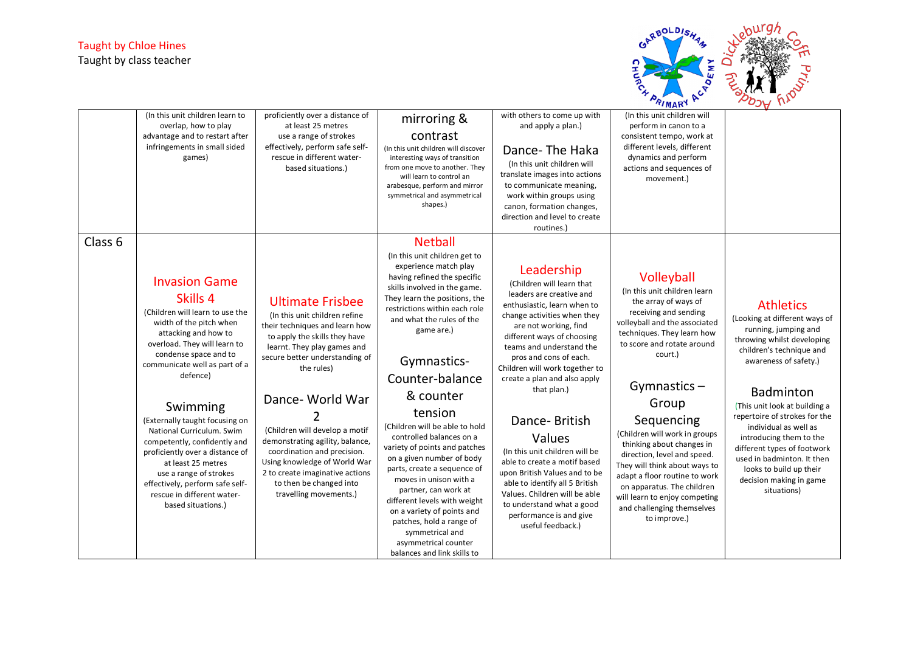Taught by Chloe Hines
Taught by class teacher

| | | | | | | |
|---|---|---|---|---|---|---|
| | (In this unit children learn to overlap, how to play advantage and to restart after infringements in small sided games) | proficiently over a distance of at least 25 metres use a range of strokes effectively, perform safe self-rescue in different water-based situations.) | mirroring & contrast (In this unit children will discover interesting ways of transition from one move to another. They will learn to control an arabesque, perform and mirror symmetrical and asymmetrical shapes.) | with others to come up with and apply a plan.) Dance- The Haka (In this unit children will translate images into actions to communicate meaning, work within groups using canon, formation changes, direction and level to create routines.) | (In this unit children will perform in canon to a consistent tempo, work at different levels, different dynamics and perform actions and sequences of movement.) | |
| Class 6 | Invasion Game Skills 4 (Children will learn to use the width of the pitch when attacking and how to overload. They will learn to condense space and to communicate well as part of a defence) Swimming (Externally taught focusing on National Curriculum. Swim competently, confidently and proficiently over a distance of at least 25 metres use a range of strokes effectively, perform safe self-rescue in different water-based situations.) | Ultimate Frisbee (In this unit children refine their techniques and learn how to apply the skills they have learnt. They play games and secure better understanding of the rules) Dance- World War 2 (Children will develop a motif demonstrating agility, balance, coordination and precision. Using knowledge of World War 2 to create imaginative actions to then be changed into travelling movements.) | Netball (In this unit children get to experience match play having refined the specific skills involved in the game. They learn the positions, the restrictions within each role and what the rules of the game are.) Gymnastics- Counter-balance & counter tension (Children will be able to hold controlled balances on a variety of points and patches on a given number of body parts, create a sequence of moves in unison with a partner, can work at different levels with weight on a variety of points and patches, hold a range of symmetrical and asymmetrical counter balances and link skills to | Leadership (Children will learn that leaders are creative and enthusiastic, learn when to change activities when they are not working, find different ways of choosing teams and understand the pros and cons of each. Children will work together to create a plan and also apply that plan.) Dance- British Values (In this unit children will be able to create a motif based upon British Values and to be able to identify all 5 British Values. Children will be able to understand what a good performance is and give useful feedback.) | Volleyball (In this unit children learn the array of ways of receiving and sending volleyball and the associated techniques. They learn how to score and rotate around court.) Gymnastics – Group Sequencing (Children will work in groups thinking about changes in direction, level and speed. They will think about ways to adapt a floor routine to work on apparatus. The children will learn to enjoy competing and challenging themselves to improve.) | Athletics (Looking at different ways of running, jumping and throwing whilst developing children's technique and awareness of safety.) Badminton (This unit look at building a repertoire of strokes for the individual as well as introducing them to the different types of footwork used in badminton. It then looks to build up their decision making in game situations) |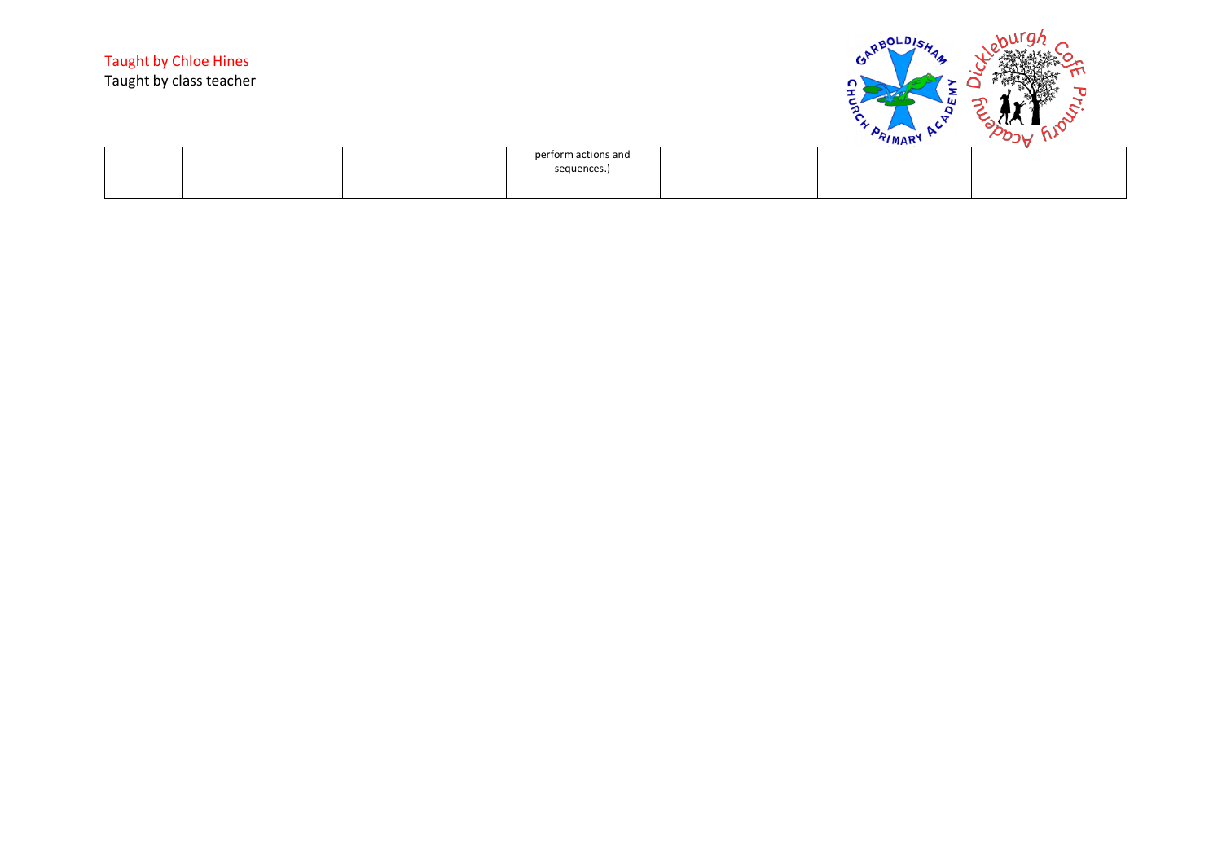Taught by Chloe Hines
Taught by class teacher

| | | | | | | |
|---|---|---|---|---|---|---|
| | | | perform actions and sequences.) | | | |